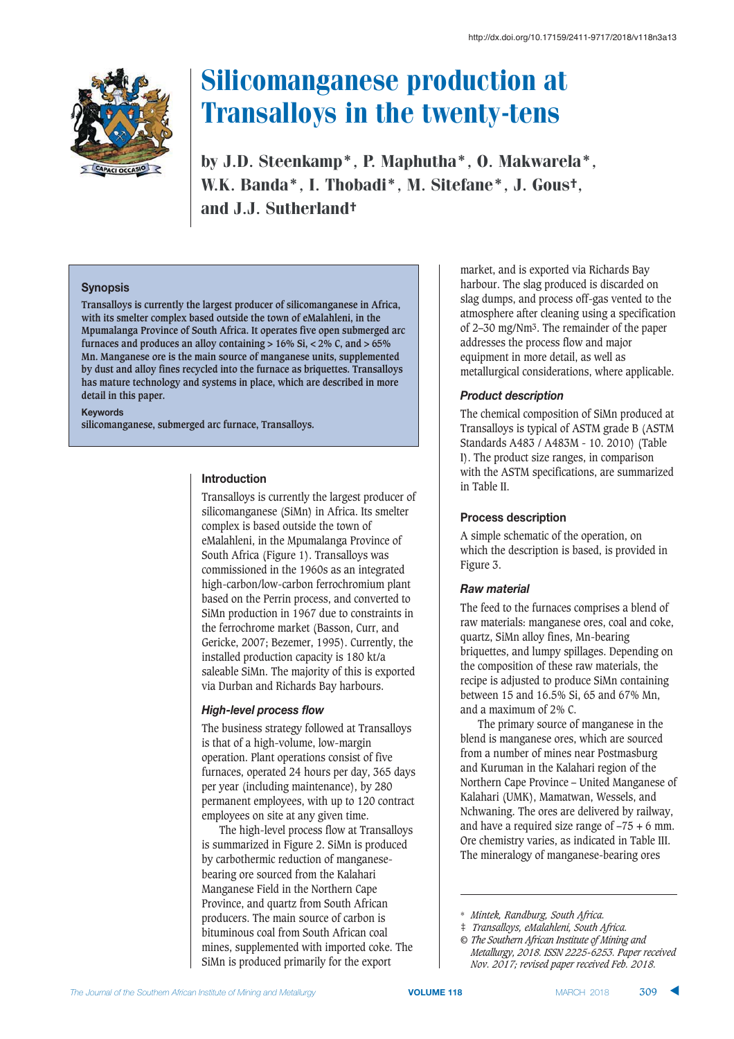http://dx.doi.org/10.17159/2411-9717/2018/v118n3a13

# Silicomanganese production at Transalloys in the twenty-tens

**by J.D. Steenkamp*, P. Maphutha*, O. Makwarela*, W.K. Banda*, I. Thobadi*, M. Sitefane*, J. Gous†, and J.J. Sutherland†**

### Synopsis

**Transalloys is currently the largest producer of silicomanganese in Africa, with its smelter complex based outside the town of eMalahleni, in the Mpumalanga Province of South Africa. It operates five open submerged arc furnaces and produces an alloy containing > 16% Si, < 2% C, and > 65% Mn. Manganese ore is the main source of manganese units, supplemented by dust and alloy fines recycled into the furnace as briquettes. Transalloys has mature technology and systems in place, which are described in more detail in this paper.**

**Keywords**

**silicomanganese, submerged arc furnace, Transalloys.**

## Introduction

Transalloys is currently the largest producer of silicomanganese (SiMn) in Africa. Its smelter complex is based outside the town of eMalahleni, in the Mpumalanga Province of South Africa (Figure 1). Transalloys was commissioned in the 1960s as an integrated high-carbon/low-carbon ferrochromium plant based on the Perrin process, and converted to SiMn production in 1967 due to constraints in the ferrochrome market (Basson, Curr, and Gericke, 2007; Bezemer, 1995). Currently, the installed production capacity is 180 kt/a saleable SiMn. The majority of this is exported via Durban and Richards Bay harbours.

### *High-level process flow*

The business strategy followed at Transalloys is that of a high-volume, low-margin operation. Plant operations consist of five furnaces, operated 24 hours per day, 365 days per year (including maintenance), by 280 permanent employees, with up to 120 contract employees on site at any given time.

The high-level process flow at Transalloys is summarized in Figure 2. SiMn is produced by carbothermic reduction of manganese-bearing ore sourced from the Kalahari Manganese Field in the Northern Cape Province, and quartz from South African producers. The main source of carbon is bituminous coal from South African coal mines, supplemented with imported coke. The SiMn is produced primarily for the export market, and is exported via Richards Bay harbour. The slag produced is discarded on slag dumps, and process off-gas vented to the atmosphere after cleaning using a specification of 2–30 mg/Nm$^3$. The remainder of the paper addresses the process flow and major equipment in more detail, as well as metallurgical considerations, where applicable.

### *Product description*

The chemical composition of SiMn produced at Transalloys is typical of ASTM grade B (ASTM Standards A483 / A483M - 10. 2010) (Table I). The product size ranges, in comparison with the ASTM specifications, are summarized in Table II.

## Process description

A simple schematic of the operation, on which the description is based, is provided in Figure 3.

### *Raw material*

The feed to the furnaces comprises a blend of raw materials: manganese ores, coal and coke, quartz, SiMn alloy fines, Mn-bearing briquettes, and lumpy spillages. Depending on the composition of these raw materials, the recipe is adjusted to produce SiMn containing between 15 and 16.5% Si, 65 and 67% Mn, and a maximum of 2% C.

The primary source of manganese in the blend is manganese ores, which are sourced from a number of mines near Postmasburg and Kuruman in the Kalahari region of the Northern Cape Province – United Manganese of Kalahari (UMK), Mamatwan, Wessels, and Nchwaning. The ores are delivered by railway, and have a required size range of –75 + 6 mm. Ore chemistry varies, as indicated in Table III. The mineralogy of manganese-bearing ores

---

\* *Mintek, Randburg, South Africa.*

‡ *Transalloys, eMalahleni, South Africa.*

© *The Southern African Institute of Mining and Metallurgy, 2018. ISSN 2225-6253. Paper received Nov. 2017; revised paper received Feb. 2018.*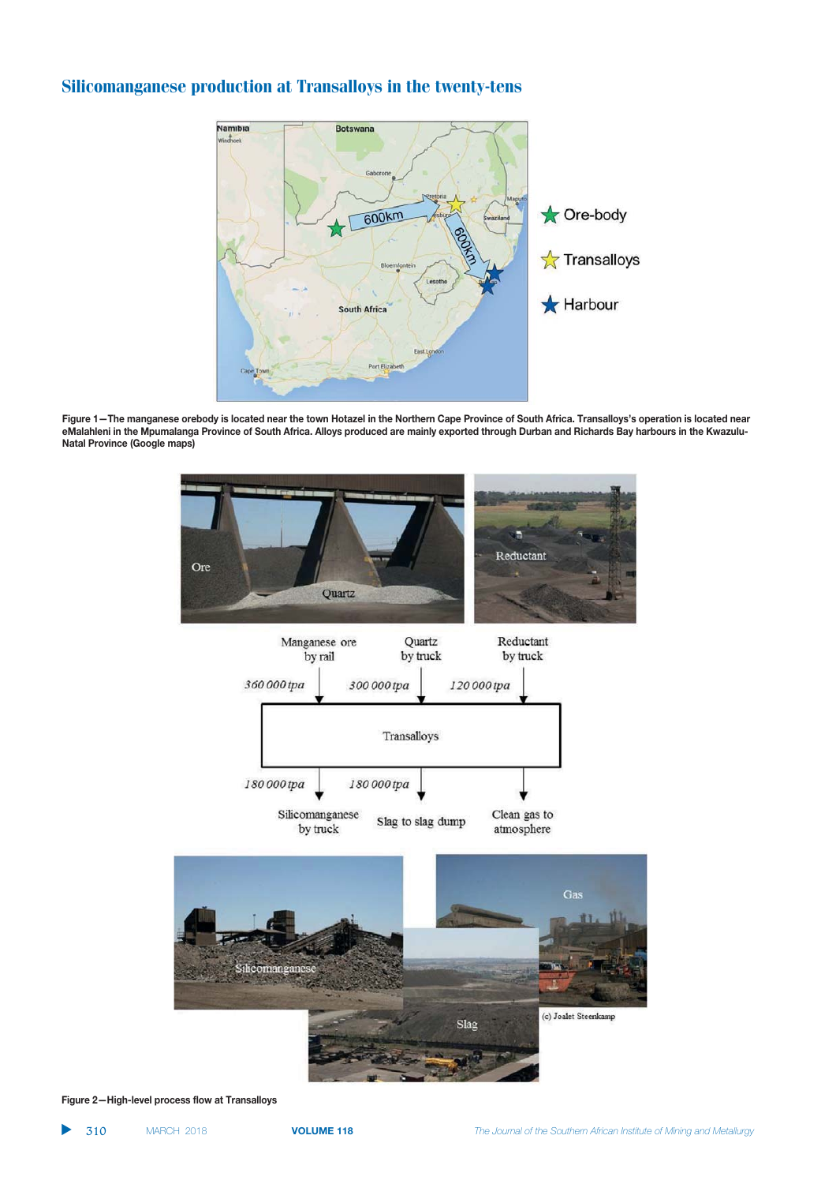## Silicomanganese production at Transalloys in the twenty-tens

Namibia
Windhoek
Botswana
Gaborone
Pretoria
Maputo
Swaziland
600km
600km
Bloemfontein
Lesotho
South Africa
East London
Port Elizabeth
Cape Town
Ore-body
Transalloys
Harbour

Figure 1—The manganese orebody is located near the town Hotazel in the Northern Cape Province of South Africa. Transalloys's operation is located near eMalahleni in the Mpumalanga Province of South Africa. Alloys produced are mainly exported through Durban and Richards Bay harbours in the Kwazulu-Natal Province (Google maps)

Ore
Quartz
Reductant
Manganese ore by rail
Quartz by truck
Reductant by truck
360 000 tpa
300 000 tpa
120 000 tpa
Transalloys
180 000 tpa
180 000 tpa
Silicomanganese by truck
Slag to slag dump
Clean gas to atmosphere
Silicomanganese
Slag
Gas
(c) Joalet Steenkamp

Figure 2—High-level process flow at Transalloys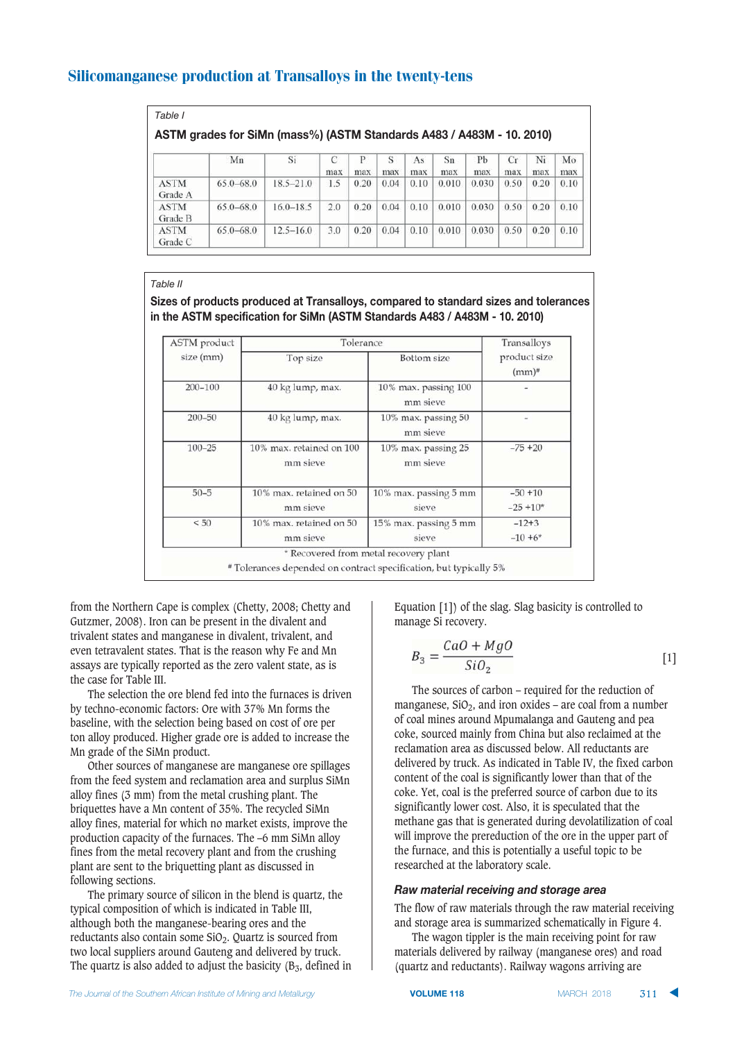Table I

**ASTM grades for SiMn (mass%) (ASTM Standards A483 / A483M - 10. 2010)**

| | Mn | Si | C max | P max | S max | As max | Sn max | Pb max | Cr max | Ni max | Mo max |
|---|---|---|---|---|---|---|---|---|---|---|---|
| ASTM Grade A | 65.0–68.0 | 18.5–21.0 | 1.5 | 0.20 | 0.04 | 0.10 | 0.010 | 0.030 | 0.50 | 0.20 | 0.10 |
| ASTM Grade B | 65.0–68.0 | 16.0–18.5 | 2.0 | 0.20 | 0.04 | 0.10 | 0.010 | 0.030 | 0.50 | 0.20 | 0.10 |
| ASTM Grade C | 65.0–68.0 | 12.5–16.0 | 3.0 | 0.20 | 0.04 | 0.10 | 0.010 | 0.030 | 0.50 | 0.20 | 0.10 |

Table II

**Sizes of products produced at Transalloys, compared to standard sizes and tolerances in the ASTM specification for SiMn (ASTM Standards A483 / A483M - 10. 2010)**

| ASTM product size (mm) | Tolerance | | Transalloys product size (mm)# |
|---|---|---|---|
| | Top size | Bottom size | |
| 200–100 | 40 kg lump, max. | 10% max. passing 100 mm sieve | - |
| 200–50 | 40 kg lump, max. | 10% max. passing 50 mm sieve | - |
| 100–25 | 10% max. retained on 100 mm sieve | 10% max. passing 25 mm sieve | -75 +20 |
| 50–5 | 10% max. retained on 50 mm sieve | 10% max. passing 5 mm sieve | -50 +10<br>-25 +10* |
| < 50 | 10% max. retained on 50 mm sieve | 15% max. passing 5 mm sieve | -12+3<br>-10 +6* |

\* Recovered from metal recovery plant

\# Tolerances depended on contract specification, but typically 5%

from the Northern Cape is complex (Chetty, 2008; Chetty and Gutzmer, 2008). Iron can be present in the divalent and trivalent states and manganese in divalent, trivalent, and even tetravalent states. That is the reason why Fe and Mn assays are typically reported as the zero valent state, as is the case for Table III.

The selection the ore blend fed into the furnaces is driven by techno-economic factors: Ore with 37% Mn forms the baseline, with the selection being based on cost of ore per ton alloy produced. Higher grade ore is added to increase the Mn grade of the SiMn product.

Other sources of manganese are manganese ore spillages from the feed system and reclamation area and surplus SiMn alloy fines (3 mm) from the metal crushing plant. The briquettes have a Mn content of 35%. The recycled SiMn alloy fines, material for which no market exists, improve the production capacity of the furnaces. The –6 mm SiMn alloy fines from the metal recovery plant and from the crushing plant are sent to the briquetting plant as discussed in following sections.

The primary source of silicon in the blend is quartz, the typical composition of which is indicated in Table III, although both the manganese-bearing ores and the reductants also contain some $SiO_2$. Quartz is sourced from two local suppliers around Gauteng and delivered by truck. The quartz is also added to adjust the basicity ($B_3$, defined in Equation [1]) of the slag. Slag basicity is controlled to manage Si recovery.

$$B_3 = \frac{CaO + MgO}{SiO_2} \qquad [1]$$

The sources of carbon – required for the reduction of manganese, $SiO_2$, and iron oxides – are coal from a number of coal mines around Mpumalanga and Gauteng and pea coke, sourced mainly from China but also reclaimed at the reclamation area as discussed below. All reductants are delivered by truck. As indicated in Table IV, the fixed carbon content of the coal is significantly lower than that of the coke. Yet, coal is the preferred source of carbon due to its significantly lower cost. Also, it is speculated that the methane gas that is generated during devolatilization of coal will improve the prereduction of the ore in the upper part of the furnace, and this is potentially a useful topic to be researched at the laboratory scale.

### *Raw material receiving and storage area*

The flow of raw materials through the raw material receiving and storage area is summarized schematically in Figure 4.

The wagon tippler is the main receiving point for raw materials delivered by railway (manganese ores) and road (quartz and reductants). Railway wagons arriving are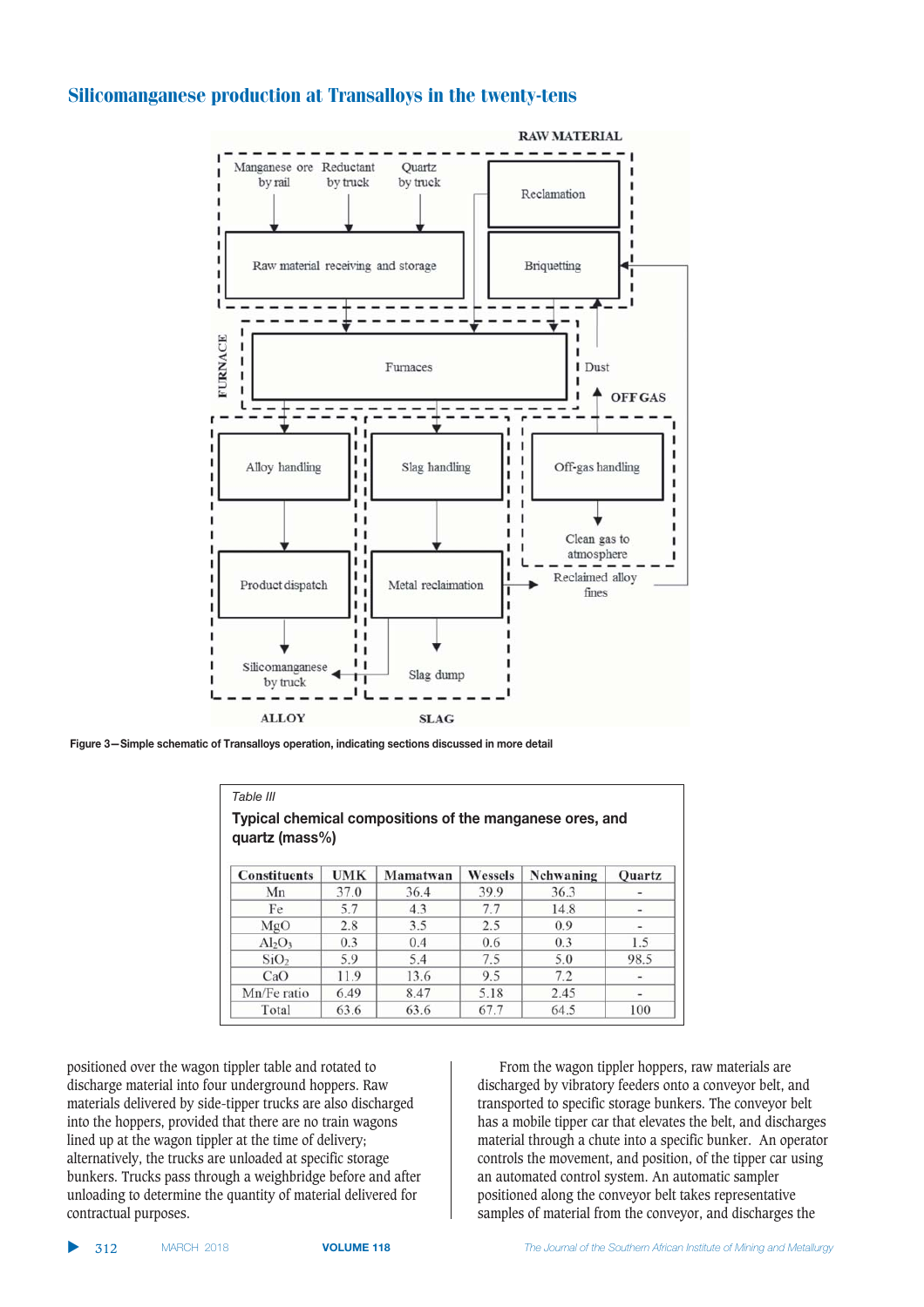Figure 3 labels:

RAW MATERIAL

Manganese ore by rail

Reductant by truck

Quartz by truck

Raw material receiving and storage

Reclamation

Briquetting

FURNACE

Furnaces

Dust

OFF GAS

Alloy handling

Slag handling

Off-gas handling

Clean gas to atmosphere

Product dispatch

Metal reclamation

Reclaimed alloy fines

Silicomanganese by truck

Slag dump

ALLOY

SLAG

**Figure 3—Simple schematic of Transalloys operation, indicating sections discussed in more detail**

*Table III*

**Typical chemical compositions of the manganese ores, and quartz (mass%)**

| Constituents | UMK | Mamatwan | Wessels | Nchwaning | Quartz |
|---|---|---|---|---|---|
| Mn | 37.0 | 36.4 | 39.9 | 36.3 | - |
| Fe | 5.7 | 4.3 | 7.7 | 14.8 | - |
| MgO | 2.8 | 3.5 | 2.5 | 0.9 | - |
| $Al_2O_3$ | 0.3 | 0.4 | 0.6 | 0.3 | 1.5 |
| $SiO_2$ | 5.9 | 5.4 | 7.5 | 5.0 | 98.5 |
| CaO | 11.9 | 13.6 | 9.5 | 7.2 | - |
| Mn/Fe ratio | 6.49 | 8.47 | 5.18 | 2.45 | - |
| Total | 63.6 | 63.6 | 67.7 | 64.5 | 100 |

positioned over the wagon tippler table and rotated to discharge material into four underground hoppers. Raw materials delivered by side-tipper trucks are also discharged into the hoppers, provided that there are no train wagons lined up at the wagon tippler at the time of delivery; alternatively, the trucks are unloaded at specific storage bunkers. Trucks pass through a weighbridge before and after unloading to determine the quantity of material delivered for contractual purposes.

From the wagon tippler hoppers, raw materials are discharged by vibratory feeders onto a conveyor belt, and transported to specific storage bunkers. The conveyor belt has a mobile tipper car that elevates the belt, and discharges material through a chute into a specific bunker. An operator controls the movement, and position, of the tipper car using an automated control system. An automatic sampler positioned along the conveyor belt takes representative samples of material from the conveyor, and discharges the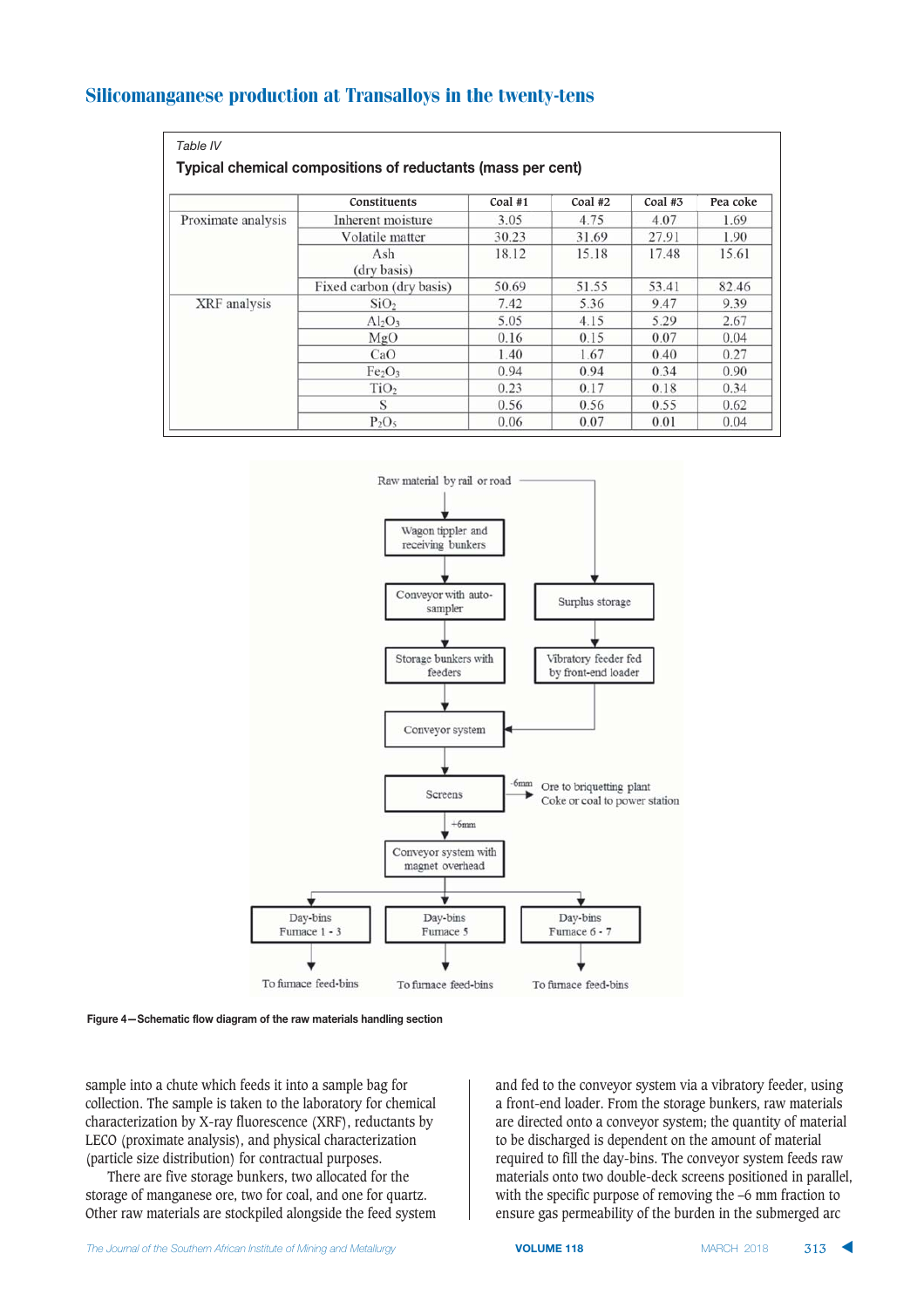Table IV

**Typical chemical compositions of reductants (mass per cent)**

| | Constituents | Coal #1 | Coal #2 | Coal #3 | Pea coke |
|---|---|---|---|---|---|
| Proximate analysis | Inherent moisture | 3.05 | 4.75 | 4.07 | 1.69 |
| | Volatile matter | 30.23 | 31.69 | 27.91 | 1.90 |
| | Ash (dry basis) | 18.12 | 15.18 | 17.48 | 15.61 |
| | Fixed carbon (dry basis) | 50.69 | 51.55 | 53.41 | 82.46 |
| XRF analysis | $SiO_2$ | 7.42 | 5.36 | 9.47 | 9.39 |
| | $Al_2O_3$ | 5.05 | 4.15 | 5.29 | 2.67 |
| | MgO | 0.16 | 0.15 | 0.07 | 0.04 |
| | CaO | 1.40 | 1.67 | 0.40 | 0.27 |
| | $Fe_2O_3$ | 0.94 | 0.94 | 0.34 | 0.90 |
| | $TiO_2$ | 0.23 | 0.17 | 0.18 | 0.34 |
| | S | 0.56 | 0.56 | 0.55 | 0.62 |
| | $P_2O_5$ | 0.06 | 0.07 | 0.01 | 0.04 |

Raw material by rail or road

Wagon tippler and receiving bunkers

Conveyor with auto-sampler

Surplus storage

Storage bunkers with feeders

Vibratory feeder fed by front-end loader

Conveyor system

Screens

-6mm

Ore to briquetting plant

Coke or coal to power station

+6mm

Conveyor system with magnet overhead

Day-bins Furnace 1 - 3

Day-bins Furnace 5

Day-bins Furnace 6 - 7

To furnace feed-bins

To furnace feed-bins

To furnace feed-bins

**Figure 4—Schematic flow diagram of the raw materials handling section**

sample into a chute which feeds it into a sample bag for collection. The sample is taken to the laboratory for chemical characterization by X-ray fluorescence (XRF), reductants by LECO (proximate analysis), and physical characterization (particle size distribution) for contractual purposes.

There are five storage bunkers, two allocated for the storage of manganese ore, two for coal, and one for quartz. Other raw materials are stockpiled alongside the feed system and fed to the conveyor system via a vibratory feeder, using a front-end loader. From the storage bunkers, raw materials are directed onto a conveyor system; the quantity of material to be discharged is dependent on the amount of material required to fill the day-bins. The conveyor system feeds raw materials onto two double-deck screens positioned in parallel, with the specific purpose of removing the –6 mm fraction to ensure gas permeability of the burden in the submerged arc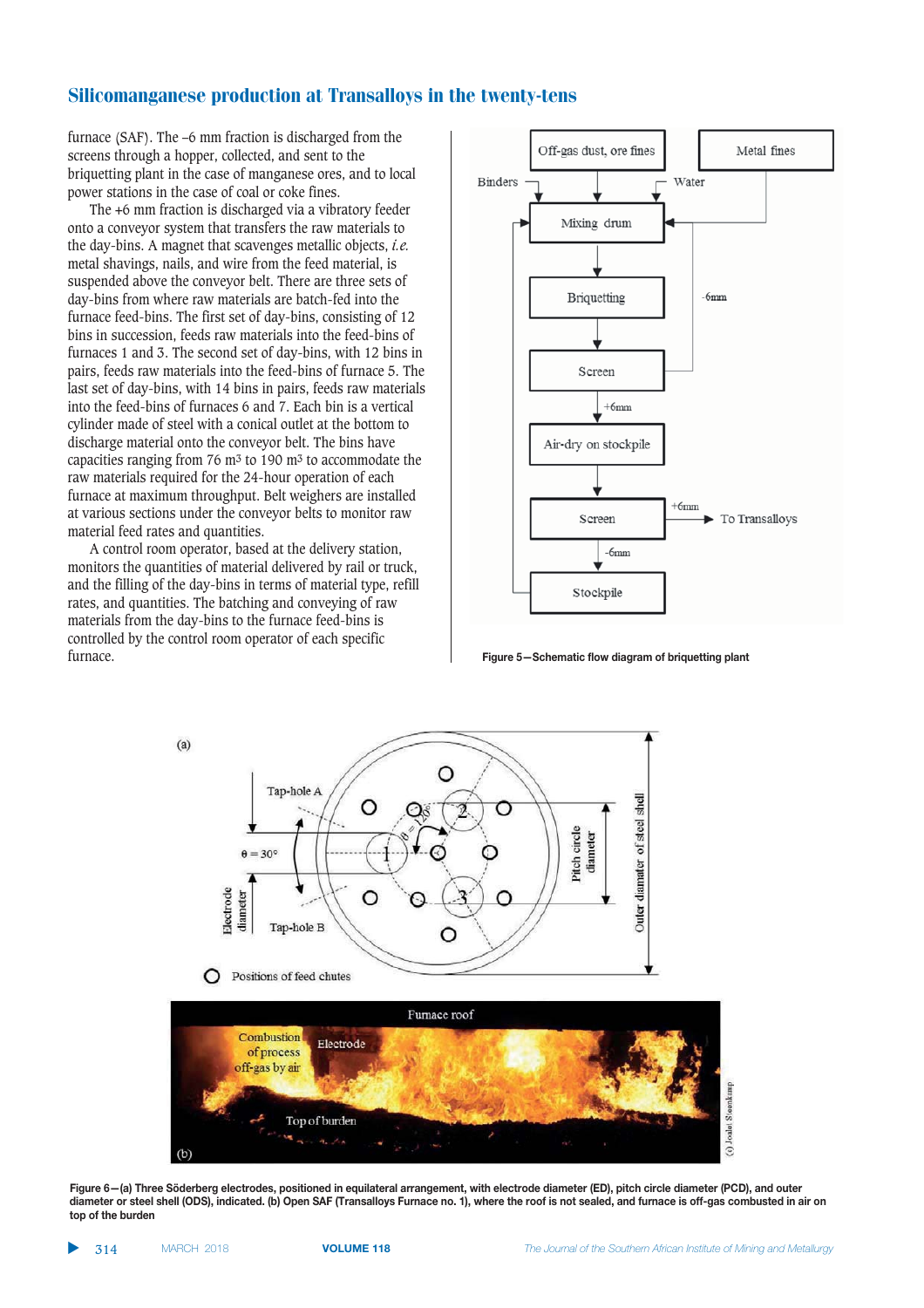furnace (SAF). The –6 mm fraction is discharged from the screens through a hopper, collected, and sent to the briquetting plant in the case of manganese ores, and to local power stations in the case of coal or coke fines.

The +6 mm fraction is discharged via a vibratory feeder onto a conveyor system that transfers the raw materials to the day-bins. A magnet that scavenges metallic objects, *i.e.* metal shavings, nails, and wire from the feed material, is suspended above the conveyor belt. There are three sets of day-bins from where raw materials are batch-fed into the furnace feed-bins. The first set of day-bins, consisting of 12 bins in succession, feeds raw materials into the feed-bins of furnaces 1 and 3. The second set of day-bins, with 12 bins in pairs, feeds raw materials into the feed-bins of furnace 5. The last set of day-bins, with 14 bins in pairs, feeds raw materials into the feed-bins of furnaces 6 and 7. Each bin is a vertical cylinder made of steel with a conical outlet at the bottom to discharge material onto the conveyor belt. The bins have capacities ranging from 76 m³ to 190 m³ to accommodate the raw materials required for the 24-hour operation of each furnace at maximum throughput. Belt weighers are installed at various sections under the conveyor belts to monitor raw material feed rates and quantities.

A control room operator, based at the delivery station, monitors the quantities of material delivered by rail or truck, and the filling of the day-bins in terms of material type, refill rates, and quantities. The batching and conveying of raw materials from the day-bins to the furnace feed-bins is controlled by the control room operator of each specific furnace.

Off-gas dust, ore fines
Metal fines
Binders
Water
Mixing drum
Briquetting
-6mm
Screen
+6mm
Air-dry on stockpile
Screen
+6mm
To Transalloys
-6mm
Stockpile

**Figure 5—Schematic flow diagram of briquetting plant**

(a)
Tap-hole A
Tap-hole B
θ = 30°
θ = 120°
1
2
3
Electrode diameter
Pitch circle diameter
Outer diamater of steel shell
Positions of feed chutes

(b)
Furnace roof
Combustion of process off-gas by air
Electrode
Top of burden
(c) Joalet Steenkamp

**Figure 6—(a) Three Söderberg electrodes, positioned in equilateral arrangement, with electrode diameter (ED), pitch circle diameter (PCD), and outer diameter or steel shell (ODS), indicated. (b) Open SAF (Transalloys Furnace no. 1), where the roof is not sealed, and furnace is off-gas combusted in air on top of the burden**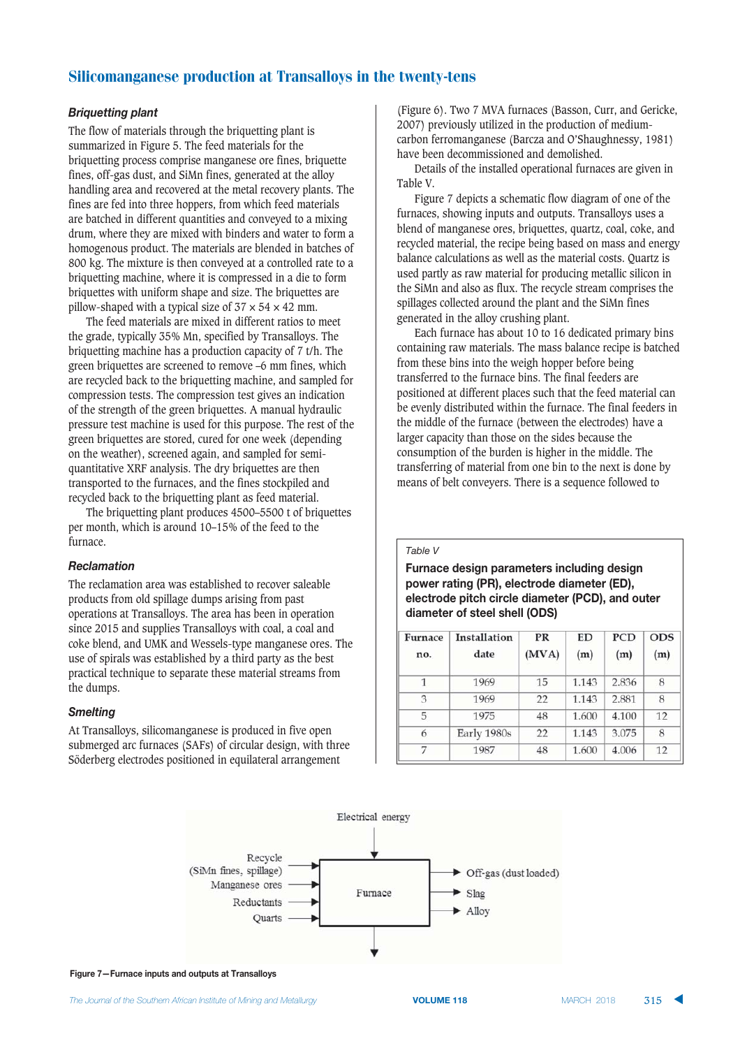### Briquetting plant

The flow of materials through the briquetting plant is summarized in Figure 5. The feed materials for the briquetting process comprise manganese ore fines, briquette fines, off-gas dust, and SiMn fines, generated at the alloy handling area and recovered at the metal recovery plants. The fines are fed into three hoppers, from which feed materials are batched in different quantities and conveyed to a mixing drum, where they are mixed with binders and water to form a homogenous product. The materials are blended in batches of 800 kg. The mixture is then conveyed at a controlled rate to a briquetting machine, where it is compressed in a die to form briquettes with uniform shape and size. The briquettes are pillow-shaped with a typical size of 37 × 54 × 42 mm.

The feed materials are mixed in different ratios to meet the grade, typically 35% Mn, specified by Transalloys. The briquetting machine has a production capacity of 7 t/h. The green briquettes are screened to remove –6 mm fines, which are recycled back to the briquetting machine, and sampled for compression tests. The compression test gives an indication of the strength of the green briquettes. A manual hydraulic pressure test machine is used for this purpose. The rest of the green briquettes are stored, cured for one week (depending on the weather), screened again, and sampled for semi-quantitative XRF analysis. The dry briquettes are then transported to the furnaces, and the fines stockpiled and recycled back to the briquetting plant as feed material.

The briquetting plant produces 4500–5500 t of briquettes per month, which is around 10–15% of the feed to the furnace.

### Reclamation

The reclamation area was established to recover saleable products from old spillage dumps arising from past operations at Transalloys. The area has been in operation since 2015 and supplies Transalloys with coal, a coal and coke blend, and UMK and Wessels-type manganese ores. The use of spirals was established by a third party as the best practical technique to separate these material streams from the dumps.

### Smelting

At Transalloys, silicomanganese is produced in five open submerged arc furnaces (SAFs) of circular design, with three Söderberg electrodes positioned in equilateral arrangement (Figure 6). Two 7 MVA furnaces (Basson, Curr, and Gericke, 2007) previously utilized in the production of medium-carbon ferromanganese (Barcza and O'Shaughnessy, 1981) have been decommissioned and demolished.

Details of the installed operational furnaces are given in Table V.

Figure 7 depicts a schematic flow diagram of one of the furnaces, showing inputs and outputs. Transalloys uses a blend of manganese ores, briquettes, quartz, coal, coke, and recycled material, the recipe being based on mass and energy balance calculations as well as the material costs. Quartz is used partly as raw material for producing metallic silicon in the SiMn and also as flux. The recycle stream comprises the spillages collected around the plant and the SiMn fines generated in the alloy crushing plant.

Each furnace has about 10 to 16 dedicated primary bins containing raw materials. The mass balance recipe is batched from these bins into the weigh hopper before being transferred to the furnace bins. The final feeders are positioned at different places such that the feed material can be evenly distributed within the furnace. The final feeders in the middle of the furnace (between the electrodes) have a larger capacity than those on the sides because the consumption of the burden is higher in the middle. The transferring of material from one bin to the next is done by means of belt conveyers. There is a sequence followed to

*Table V*

**Furnace design parameters including design power rating (PR), electrode diameter (ED), electrode pitch circle diameter (PCD), and outer diameter of steel shell (ODS)**

| Furnace no. | Installation date | PR (MVA) | ED (m) | PCD (m) | ODS (m) |
|---|---|---|---|---|---|
| 1 | 1969 | 15 | 1.143 | 2.836 | 8 |
| 3 | 1969 | 22 | 1.143 | 2.881 | 8 |
| 5 | 1975 | 48 | 1.600 | 4.100 | 12 |
| 6 | Early 1980s | 22 | 1.143 | 3.075 | 8 |
| 7 | 1987 | 48 | 1.600 | 4.006 | 12 |

Electrical energy

Recycle (SiMn fines, spillage)

Manganese ores

Reductants

Quartz

Furnace

Off-gas (dust loaded)

Slag

Alloy

Figure 7—Furnace inputs and outputs at Transalloys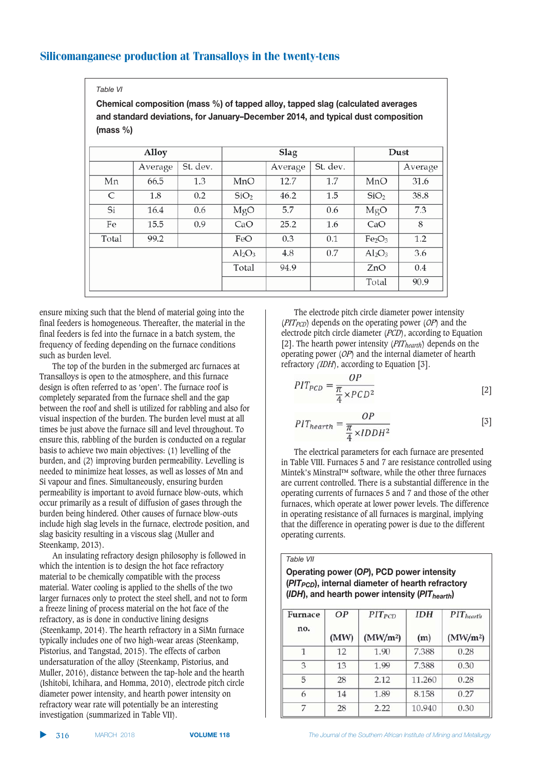Table VI

**Chemical composition (mass %) of tapped alloy, tapped slag (calculated averages and standard deviations, for January–December 2014, and typical dust composition (mass %)**

| Alloy | | | Slag | | | Dust | |
|---|---|---|---|---|---|---|---|
| | Average | St. dev. | | Average | St. dev. | | Average |
| Mn | 66.5 | 1.3 | MnO | 12.7 | 1.7 | MnO | 31.6 |
| C | 1.8 | 0.2 | $SiO_2$ | 46.2 | 1.5 | $SiO_2$ | 38.8 |
| Si | 16.4 | 0.6 | MgO | 5.7 | 0.6 | MgO | 7.3 |
| Fe | 15.5 | 0.9 | CaO | 25.2 | 1.6 | CaO | 8 |
| Total | 99.2 | | FeO | 0.3 | 0.1 | $Fe_2O_3$ | 1.2 |
| | | | $Al_2O_3$ | 4.8 | 0.7 | $Al_2O_3$ | 3.6 |
| | | | Total | 94.9 | | ZnO | 0.4 |
| | | | | | | Total | 90.9 |

ensure mixing such that the blend of material going into the final feeders is homogeneous. Thereafter, the material in the final feeders is fed into the furnace in a batch system, the frequency of feeding depending on the furnace conditions such as burden level.

The top of the burden in the submerged arc furnaces at Transalloys is open to the atmosphere, and this furnace design is often referred to as 'open'. The furnace roof is completely separated from the furnace shell and the gap between the roof and shell is utilized for rabbling and also for visual inspection of the burden. The burden level must at all times be just above the furnace sill and level throughout. To ensure this, rabbling of the burden is conducted on a regular basis to achieve two main objectives: (1) levelling of the burden, and (2) improving burden permeability. Levelling is needed to minimize heat losses, as well as losses of Mn and Si vapour and fines. Simultaneously, ensuring burden permeability is important to avoid furnace blow-outs, which occur primarily as a result of diffusion of gases through the burden being hindered. Other causes of furnace blow-outs include high slag levels in the furnace, electrode position, and slag basicity resulting in a viscous slag (Muller and Steenkamp, 2013).

An insulating refractory design philosophy is followed in which the intention is to design the hot face refractory material to be chemically compatible with the process material. Water cooling is applied to the shells of the two larger furnaces only to protect the steel shell, and not to form a freeze lining of process material on the hot face of the refractory, as is done in conductive lining designs (Steenkamp, 2014). The hearth refractory in a SiMn furnace typically includes one of two high-wear areas (Steenkamp, Pistorius, and Tangstad, 2015). The effects of carbon undersaturation of the alloy (Steenkamp, Pistorius, and Muller, 2016), distance between the tap-hole and the hearth (Ishitobi, Ichihara, and Homma, 2010), electrode pitch circle diameter power intensity, and hearth power intensity on refractory wear rate will potentially be an interesting investigation (summarized in Table VII).

The electrode pitch circle diameter power intensity ($PIT_{PCD}$) depends on the operating power ($OP$) and the electrode pitch circle diameter ($PCD$), according to Equation [2]. The hearth power intensity ($PIT_{hearth}$) depends on the operating power ($OP$) and the internal diameter of hearth refractory ($IDH$), according to Equation [3].

$$PIT_{PCD} = \frac{OP}{\frac{\pi}{4} \times PCD^2} \quad [2]$$

$$PIT_{hearth} = \frac{OP}{\frac{\pi}{4} \times IDDH^2} \quad [3]$$

The electrical parameters for each furnace are presented in Table VIII. Furnaces 5 and 7 are resistance controlled using Mintek's Minstral™ software, while the other three furnaces are current controlled. There is a substantial difference in the operating currents of furnaces 5 and 7 and those of the other furnaces, which operate at lower power levels. The difference in operating resistance of all furnaces is marginal, implying that the difference in operating power is due to the different operating currents.

Table VII

**Operating power ($OP$), PCD power intensity ($PIT_{PCD}$), internal diameter of hearth refractory ($IDH$), and hearth power intensity ($PIT_{hearth}$)**

| Furnace no. | $OP$ (MW) | $PIT_{PCD}$ (MW/m²) | $IDH$ (m) | $PIT_{hearth}$ (MW/m²) |
|---|---|---|---|---|
| 1 | 12 | 1.90 | 7.388 | 0.28 |
| 3 | 13 | 1.99 | 7.388 | 0.30 |
| 5 | 28 | 2.12 | 11.260 | 0.28 |
| 6 | 14 | 1.89 | 8.158 | 0.27 |
| 7 | 28 | 2.22 | 10.940 | 0.30 |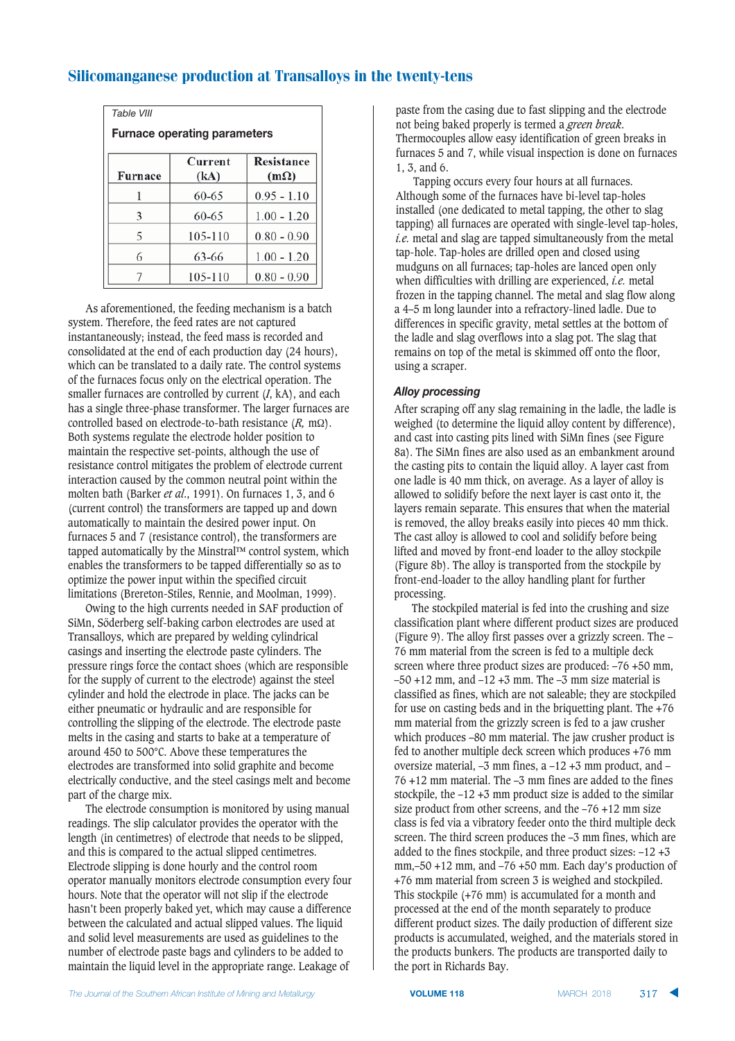Table VIII

**Furnace operating parameters**

| Furnace | Current (kA) | Resistance (mΩ) |
|---|---|---|
| 1 | 60-65 | 0.95 - 1.10 |
| 3 | 60-65 | 1.00 - 1.20 |
| 5 | 105-110 | 0.80 - 0.90 |
| 6 | 63-66 | 1.00 - 1.20 |
| 7 | 105-110 | 0.80 - 0.90 |

As aforementioned, the feeding mechanism is a batch system. Therefore, the feed rates are not captured instantaneously; instead, the feed mass is recorded and consolidated at the end of each production day (24 hours), which can be translated to a daily rate. The control systems of the furnaces focus only on the electrical operation. The smaller furnaces are controlled by current (*I*, kA), and each has a single three-phase transformer. The larger furnaces are controlled based on electrode-to-bath resistance (*R*, mΩ). Both systems regulate the electrode holder position to maintain the respective set-points, although the use of resistance control mitigates the problem of electrode current interaction caused by the common neutral point within the molten bath (Barker *et al*., 1991). On furnaces 1, 3, and 6 (current control) the transformers are tapped up and down automatically to maintain the desired power input. On furnaces 5 and 7 (resistance control), the transformers are tapped automatically by the Minstral™ control system, which enables the transformers to be tapped differentially so as to optimize the power input within the specified circuit limitations (Brereton-Stiles, Rennie, and Moolman, 1999).

Owing to the high currents needed in SAF production of SiMn, Söderberg self-baking carbon electrodes are used at Transalloys, which are prepared by welding cylindrical casings and inserting the electrode paste cylinders. The pressure rings force the contact shoes (which are responsible for the supply of current to the electrode) against the steel cylinder and hold the electrode in place. The jacks can be either pneumatic or hydraulic and are responsible for controlling the slipping of the electrode. The electrode paste melts in the casing and starts to bake at a temperature of around 450 to 500°C. Above these temperatures the electrodes are transformed into solid graphite and become electrically conductive, and the steel casings melt and become part of the charge mix.

The electrode consumption is monitored by using manual readings. The slip calculator provides the operator with the length (in centimetres) of electrode that needs to be slipped, and this is compared to the actual slipped centimetres. Electrode slipping is done hourly and the control room operator manually monitors electrode consumption every four hours. Note that the operator will not slip if the electrode hasn't been properly baked yet, which may cause a difference between the calculated and actual slipped values. The liquid and solid level measurements are used as guidelines to the number of electrode paste bags and cylinders to be added to maintain the liquid level in the appropriate range. Leakage of paste from the casing due to fast slipping and the electrode not being baked properly is termed a *green break*. Thermocouples allow easy identification of green breaks in furnaces 5 and 7, while visual inspection is done on furnaces 1, 3, and 6.

Tapping occurs every four hours at all furnaces. Although some of the furnaces have bi-level tap-holes installed (one dedicated to metal tapping, the other to slag tapping) all furnaces are operated with single-level tap-holes, *i.e.* metal and slag are tapped simultaneously from the metal tap-hole. Tap-holes are drilled open and closed using mudguns on all furnaces; tap-holes are lanced open only when difficulties with drilling are experienced, *i.e.* metal frozen in the tapping channel. The metal and slag flow along a 4–5 m long launder into a refractory-lined ladle. Due to differences in specific gravity, metal settles at the bottom of the ladle and slag overflows into a slag pot. The slag that remains on top of the metal is skimmed off onto the floor, using a scraper.

### *Alloy processing*

After scraping off any slag remaining in the ladle, the ladle is weighed (to determine the liquid alloy content by difference), and cast into casting pits lined with SiMn fines (see Figure 8a). The SiMn fines are also used as an embankment around the casting pits to contain the liquid alloy. A layer cast from one ladle is 40 mm thick, on average. As a layer of alloy is allowed to solidify before the next layer is cast onto it, the layers remain separate. This ensures that when the material is removed, the alloy breaks easily into pieces 40 mm thick. The cast alloy is allowed to cool and solidify before being lifted and moved by front-end loader to the alloy stockpile (Figure 8b). The alloy is transported from the stockpile by front-end-loader to the alloy handling plant for further processing.

The stockpiled material is fed into the crushing and size classification plant where different product sizes are produced (Figure 9). The alloy first passes over a grizzly screen. The –76 mm material from the screen is fed to a multiple deck screen where three product sizes are produced: –76 +50 mm, –50 +12 mm, and –12 +3 mm. The –3 mm size material is classified as fines, which are not saleable; they are stockpiled for use on casting beds and in the briquetting plant. The +76 mm material from the grizzly screen is fed to a jaw crusher which produces –80 mm material. The jaw crusher product is fed to another multiple deck screen which produces +76 mm oversize material, –3 mm fines, a –12 +3 mm product, and –76 +12 mm material. The –3 mm fines are added to the fines stockpile, the –12 +3 mm product size is added to the similar size product from other screens, and the –76 +12 mm size class is fed via a vibratory feeder onto the third multiple deck screen. The third screen produces the –3 mm fines, which are added to the fines stockpile, and three product sizes: –12 +3 mm,–50 +12 mm, and –76 +50 mm. Each day's production of +76 mm material from screen 3 is weighed and stockpiled. This stockpile (+76 mm) is accumulated for a month and processed at the end of the month separately to produce different product sizes. The daily production of different size products is accumulated, weighed, and the materials stored in the products bunkers. The products are transported daily to the port in Richards Bay.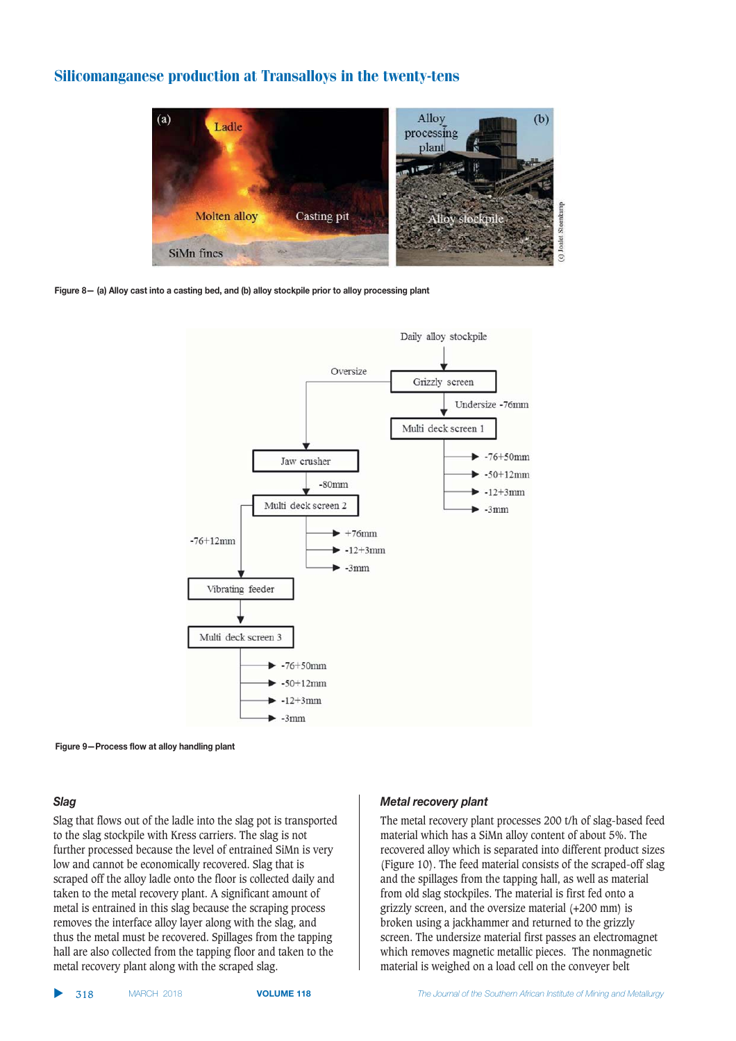## Silicomanganese production at Transalloys in the twenty-tens

(a)
Ladle
Molten alloy
Casting pit
SiMn fines

(b)
Alloy processing plant
Alloy stockpile

(c) Joalet Steenkamp

Figure 8— (a) Alloy cast into a casting bed, and (b) alloy stockpile prior to alloy processing plant

Daily alloy stockpile
Grizzly screen
Oversize
Undersize -76mm
Multi deck screen 1
-76+50mm
-50+12mm
-12+3mm
-3mm
Jaw crusher
-80mm
Multi deck screen 2
+76mm
-12+3mm
-3mm
-76+12mm
Vibrating feeder
Multi deck screen 3
-76+50mm
-50+12mm
-12+3mm
-3mm

Figure 9—Process flow at alloy handling plant

### *Slag*

Slag that flows out of the ladle into the slag pot is transported to the slag stockpile with Kress carriers. The slag is not further processed because the level of entrained SiMn is very low and cannot be economically recovered. Slag that is scraped off the alloy ladle onto the floor is collected daily and taken to the metal recovery plant. A significant amount of metal is entrained in this slag because the scraping process removes the interface alloy layer along with the slag, and thus the metal must be recovered. Spillages from the tapping hall are also collected from the tapping floor and taken to the metal recovery plant along with the scraped slag.

### *Metal recovery plant*

The metal recovery plant processes 200 t/h of slag-based feed material which has a SiMn alloy content of about 5%. The recovered alloy which is separated into different product sizes (Figure 10). The feed material consists of the scraped-off slag and the spillages from the tapping hall, as well as material from old slag stockpiles. The material is first fed onto a grizzly screen, and the oversize material (+200 mm) is broken using a jackhammer and returned to the grizzly screen. The undersize material first passes an electromagnet which removes magnetic metallic pieces. The nonmagnetic material is weighed on a load cell on the conveyer belt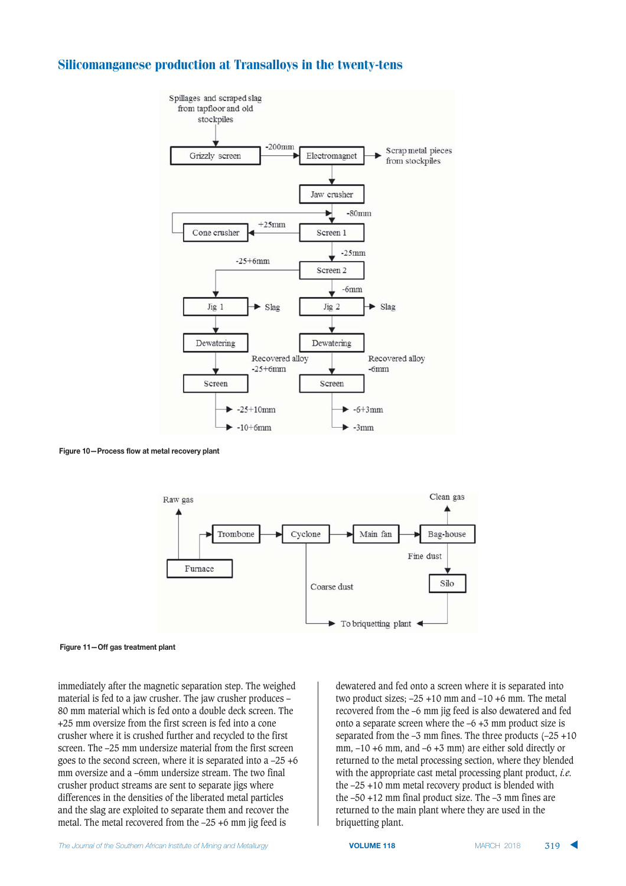Spillages and scraped slag from tapfloor and old stockpiles

Grizzly screen

-200mm

Electromagnet

Scrap metal pieces from stockpiles

Jaw crusher

-80mm

Cone crusher

+25mm

Screen 1

-25mm

-25+6mm

Screen 2

-6mm

Jig 1

Slag

Jig 2

Slag

Dewatering

Dewatering

Recovered alloy -25+6mm

Recovered alloy -6mm

Screen

Screen

-25+10mm

-10+6mm

-6+3mm

-3mm

**Figure 10—Process flow at metal recovery plant**

Raw gas

Clean gas

Trombone

Cyclone

Main fan

Bag-house

Furnace

Fine dust

Silo

Coarse dust

To briquetting plant

**Figure 11—Off gas treatment plant**

immediately after the magnetic separation step. The weighed material is fed to a jaw crusher. The jaw crusher produces –80 mm material which is fed onto a double deck screen. The +25 mm oversize from the first screen is fed into a cone crusher where it is crushed further and recycled to the first screen. The –25 mm undersize material from the first screen goes to the second screen, where it is separated into a –25 +6 mm oversize and a –6mm undersize stream. The two final crusher product streams are sent to separate jigs where differences in the densities of the liberated metal particles and the slag are exploited to separate them and recover the metal. The metal recovered from the –25 +6 mm jig feed is dewatered and fed onto a screen where it is separated into two product sizes; –25 +10 mm and –10 +6 mm. The metal recovered from the –6 mm jig feed is also dewatered and fed onto a separate screen where the –6 +3 mm product size is separated from the –3 mm fines. The three products (–25 +10 mm, –10 +6 mm, and –6 +3 mm) are either sold directly or returned to the metal processing section, where they blended with the appropriate cast metal processing plant product, *i.e.* the –25 +10 mm metal recovery product is blended with the –50 +12 mm final product size. The –3 mm fines are returned to the main plant where they are used in the briquetting plant.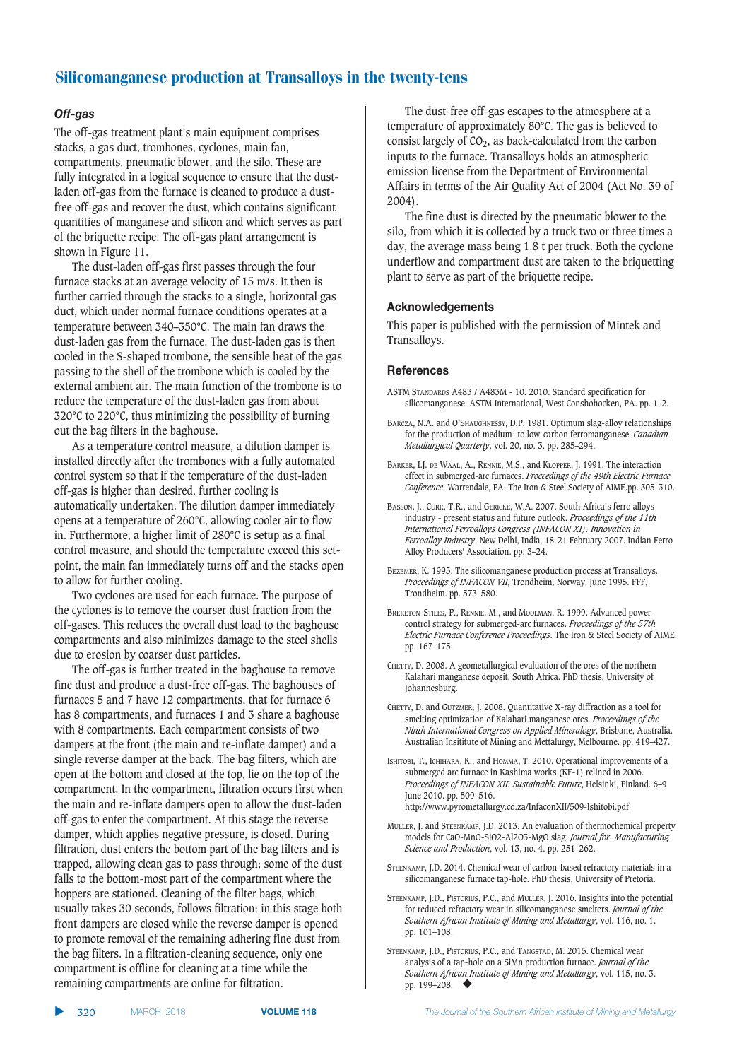### Off-gas

The off-gas treatment plant's main equipment comprises stacks, a gas duct, trombones, cyclones, main fan, compartments, pneumatic blower, and the silo. These are fully integrated in a logical sequence to ensure that the dust-laden off-gas from the furnace is cleaned to produce a dust-free off-gas and recover the dust, which contains significant quantities of manganese and silicon and which serves as part of the briquette recipe. The off-gas plant arrangement is shown in Figure 11.

The dust-laden off-gas first passes through the four furnace stacks at an average velocity of 15 m/s. It then is further carried through the stacks to a single, horizontal gas duct, which under normal furnace conditions operates at a temperature between 340–350°C. The main fan draws the dust-laden gas from the furnace. The dust-laden gas is then cooled in the S-shaped trombone, the sensible heat of the gas passing to the shell of the trombone which is cooled by the external ambient air. The main function of the trombone is to reduce the temperature of the dust-laden gas from about 320°C to 220°C, thus minimizing the possibility of burning out the bag filters in the baghouse.

As a temperature control measure, a dilution damper is installed directly after the trombones with a fully automated control system so that if the temperature of the dust-laden off-gas is higher than desired, further cooling is automatically undertaken. The dilution damper immediately opens at a temperature of 260°C, allowing cooler air to flow in. Furthermore, a higher limit of 280°C is setup as a final control measure, and should the temperature exceed this set-point, the main fan immediately turns off and the stacks open to allow for further cooling.

Two cyclones are used for each furnace. The purpose of the cyclones is to remove the coarser dust fraction from the off-gases. This reduces the overall dust load to the baghouse compartments and also minimizes damage to the steel shells due to erosion by coarser dust particles.

The off-gas is further treated in the baghouse to remove fine dust and produce a dust-free off-gas. The baghouses of furnaces 5 and 7 have 12 compartments, that for furnace 6 has 8 compartments, and furnaces 1 and 3 share a baghouse with 8 compartments. Each compartment consists of two dampers at the front (the main and re-inflate damper) and a single reverse damper at the back. The bag filters, which are open at the bottom and closed at the top of the compartment, lie on the top of the compartment. In the compartment, filtration occurs first when the main and re-inflate dampers open to allow the dust-laden off-gas to enter the compartment. At this stage the reverse damper, which applies negative pressure, is closed. During filtration, dust enters the bottom part of the bag filters and is trapped, allowing clean gas to pass through; some of the dust falls to the bottom-most part of the compartment where the hoppers are stationed. Cleaning of the filter bags, which usually takes 30 seconds, follows filtration; in this stage both front dampers are closed while the reverse damper is opened to promote removal of the remaining adhering fine dust from the bag filters. In a filtration-cleaning sequence, only one compartment is offline for cleaning at a time while the remaining compartments are online for filtration.

The dust-free off-gas escapes to the atmosphere at a temperature of approximately 80°C. The gas is believed to consist largely of $CO_2$, as back-calculated from the carbon inputs to the furnace. Transalloys holds an atmospheric emission license from the Department of Environmental Affairs in terms of the Air Quality Act of 2004 (Act No. 39 of 2004).

The fine dust is directed by the pneumatic blower to the silo, from which it is collected by a truck two or three times a day, the average mass being 1.8 t per truck. Both the cyclone underflow and compartment dust are taken to the briquetting plant to serve as part of the briquette recipe.

### Acknowledgements

This paper is published with the permission of Mintek and Transalloys.

### References

ASTM Standards A483 / A483M - 10. 2010. Standard specification for silicomanganese. ASTM International, West Conshohocken, PA. pp. 1–2.

Barcza, N.A. and O'Shaughnessy, D.P. 1981. Optimum slag-alloy relationships for the production of medium- to low-carbon ferromanganese. *Canadian Metallurgical Quarterly*, vol. 20, no. 3. pp. 285–294.

Barker, I.J. de Waal, A., Rennie, M.S., and Klopper, J. 1991. The interaction effect in submerged-arc furnaces. *Proceedings of the 49th Electric Furnace Conference*, Warrendale, PA. The Iron & Steel Society of AIME.pp. 305–310.

Basson, J., Curr, T.R., and Gericke, W.A. 2007. South Africa's ferro alloys industry - present status and future outlook. *Proceedings of the 11th International Ferroalloys Congress (INFACON XI): Innovation in Ferroalloy Industry*, New Delhi, India, 18-21 February 2007. Indian Ferro Alloy Producers' Association. pp. 3–24.

Bezemer, K. 1995. The silicomanganese production process at Transalloys. *Proceedings of INFACON VII*, Trondheim, Norway, June 1995. FFF, Trondheim. pp. 573–580.

Brereton-Stiles, P., Rennie, M., and Moolman, R. 1999. Advanced power control strategy for submerged-arc furnaces. *Proceedings of the 57th Electric Furnace Conference Proceedings*. The Iron & Steel Society of AIME. pp. 167–175.

Chetty, D. 2008. A geometallurgical evaluation of the ores of the northern Kalahari manganese deposit, South Africa. PhD thesis, University of Johannesburg.

Chetty, D. and Gutzmer, J. 2008. Quantitative X-ray diffraction as a tool for smelting optimization of Kalahari manganese ores. *Proceedings of the Ninth International Congress on Applied Mineralogy*, Brisbane, Australia. Australian Insititute of Mining and Mettalurgy, Melbourne. pp. 419–427.

Ishitobi, T., Ichihara, K., and Homma, T. 2010. Operational improvements of a submerged arc furnace in Kashima works (KF-1) relined in 2006. *Proceedings of INFACON XII: Sustainable Future*, Helsinki, Finland. 6–9 June 2010. pp. 509–516. http://www.pyrometallurgy.co.za/InfaconXII/509-Ishitobi.pdf

Muller, J. and Steenkamp, J.D. 2013. An evaluation of thermochemical property models for CaO-MnO-SiO2-Al2O3-MgO slag. *Journal for Manufacturing Science and Production*, vol. 13, no. 4. pp. 251–262.

Steenkamp, J.D. 2014. Chemical wear of carbon-based refractory materials in a silicomanganese furnace tap-hole. PhD thesis, University of Pretoria.

Steenkamp, J.D., Pistorius, P.C., and Muller, J. 2016. Insights into the potential for reduced refractory wear in silicomanganese smelters. *Journal of the Southern African Institute of Mining and Metallurgy*, vol. 116, no. 1. pp. 101–108.

Steenkamp, J.D., Pistorius, P.C., and Tangstad, M. 2015. Chemical wear analysis of a tap-hole on a SiMn production furnace. *Journal of the Southern African Institute of Mining and Metallurgy*, vol. 115, no. 3. pp. 199–208. ◆